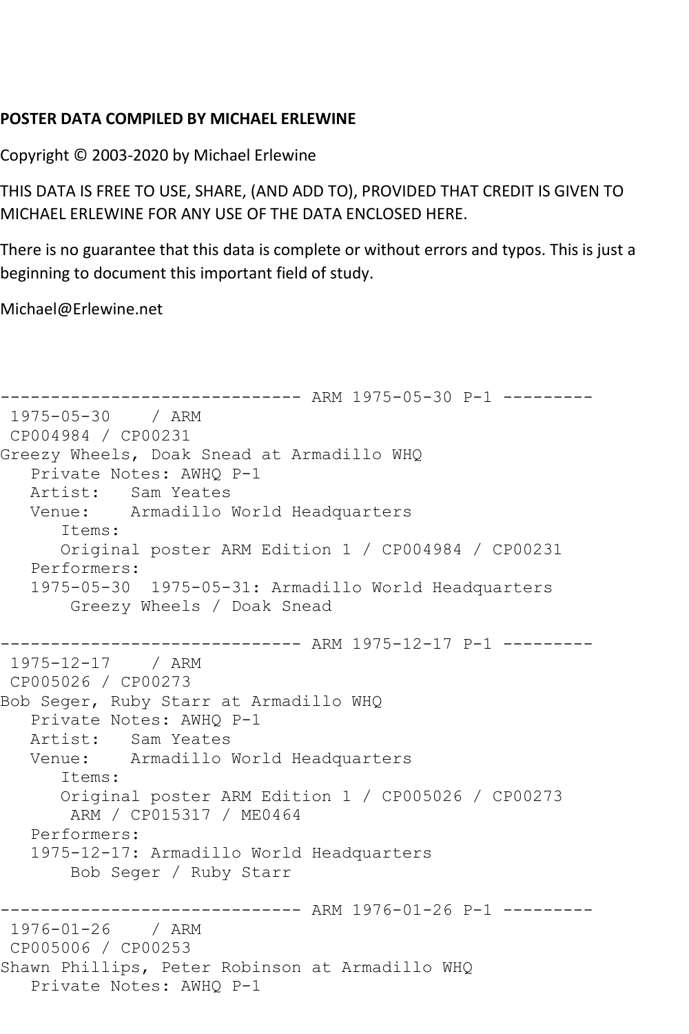**POSTER DATA COMPILED BY MICHAEL ERLEWINE**

Copyright © 2003-2020 by Michael Erlewine

THIS DATA IS FREE TO USE, SHARE, (AND ADD TO), PROVIDED THAT CREDIT IS GIVEN TO MICHAEL ERLEWINE FOR ANY USE OF THE DATA ENCLOSED HERE.

There is no guarantee that this data is complete or without errors and typos. This is just a beginning to document this important field of study.

Michael@Erlewine.net

```
------------------------------ ARM 1975-05-30 P-1 ---------
 1975-05-30    / ARM 
 CP004984 / CP00231
Greezy Wheels, Doak Snead at Armadillo WHQ
   Private Notes: AWHQ P-1
   Artist:   Sam Yeates
   Venue:    Armadillo World Headquarters
      Items:
      Original poster ARM Edition 1 / CP004984 / CP00231
   Performers:
   1975-05-30  1975-05-31: Armadillo World Headquarters
       Greezy Wheels / Doak Snead

------------------------------ ARM 1975-12-17 P-1 ---------
 1975-12-17    / ARM 
 CP005026 / CP00273
Bob Seger, Ruby Starr at Armadillo WHQ
   Private Notes: AWHQ P-1
   Artist:   Sam Yeates
   Venue:    Armadillo World Headquarters
      Items:
      Original poster ARM Edition 1 / CP005026 / CP00273
       ARM / CP015317 / ME0464
   Performers:
   1975-12-17: Armadillo World Headquarters
       Bob Seger / Ruby Starr

------------------------------ ARM 1976-01-26 P-1 ---------
 1976-01-26    / ARM 
 CP005006 / CP00253
Shawn Phillips, Peter Robinson at Armadillo WHQ
   Private Notes: AWHQ P-1
```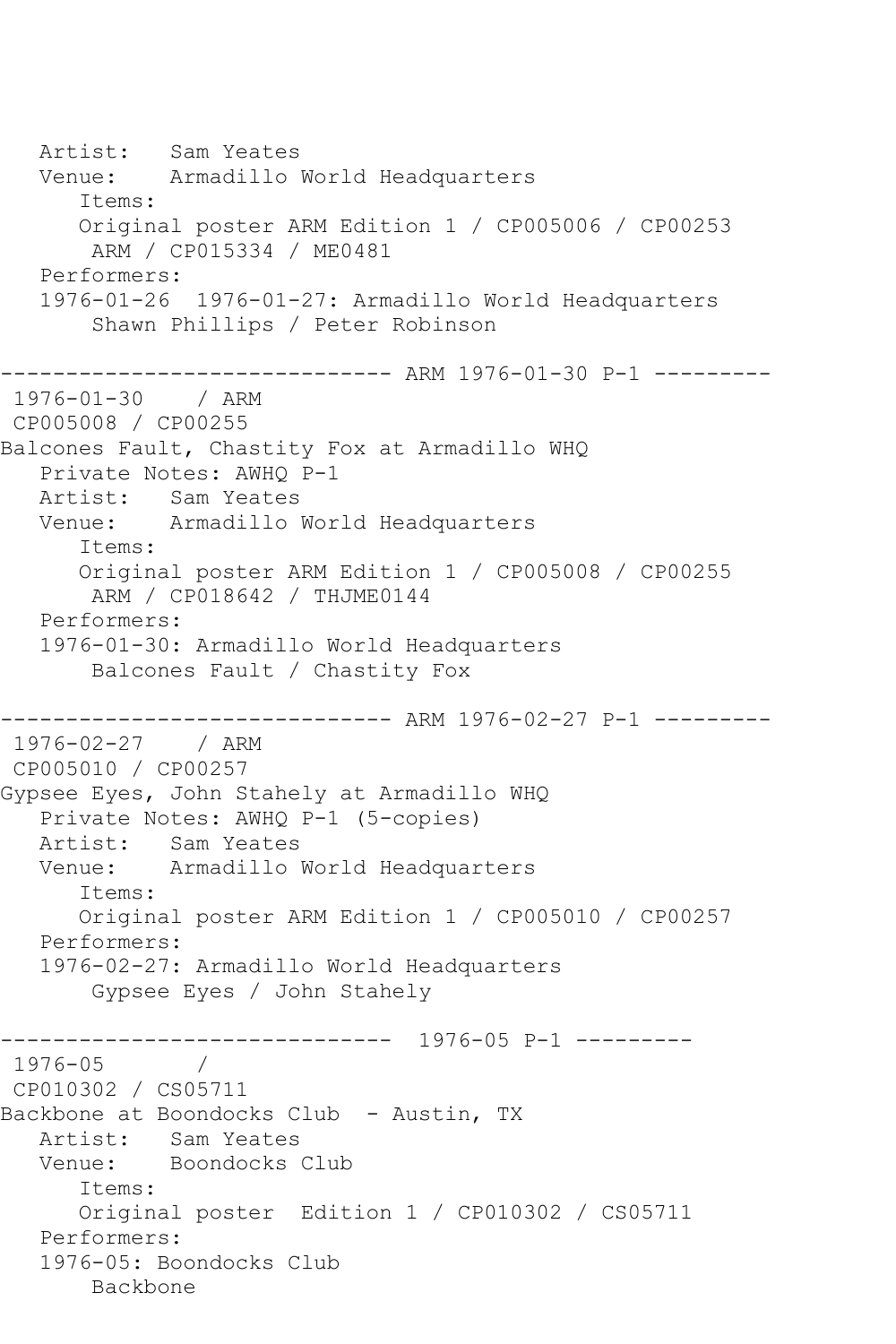```
   Artist:   Sam Yeates
   Venue:    Armadillo World Headquarters
      Items:
      Original poster ARM Edition 1 / CP005006 / CP00253
       ARM / CP015334 / ME0481
   Performers:
   1976-01-26  1976-01-27: Armadillo World Headquarters
       Shawn Phillips / Peter Robinson

------------------------------ ARM 1976-01-30 P-1 ---------
 1976-01-30    / ARM
 CP005008 / CP00255
Balcones Fault, Chastity Fox at Armadillo WHQ
   Private Notes: AWHQ P-1
   Artist:   Sam Yeates
   Venue:    Armadillo World Headquarters
      Items:
      Original poster ARM Edition 1 / CP005008 / CP00255
       ARM / CP018642 / THJME0144
   Performers:
   1976-01-30: Armadillo World Headquarters
       Balcones Fault / Chastity Fox

------------------------------ ARM 1976-02-27 P-1 ---------
 1976-02-27    / ARM
 CP005010 / CP00257
Gypsee Eyes, John Stahely at Armadillo WHQ
   Private Notes: AWHQ P-1 (5-copies)
   Artist:   Sam Yeates
   Venue:    Armadillo World Headquarters
      Items:
      Original poster ARM Edition 1 / CP005010 / CP00257
   Performers:
   1976-02-27: Armadillo World Headquarters
       Gypsee Eyes / John Stahely

------------------------------  1976-05 P-1 ---------
 1976-05       /
 CP010302 / CS05711
Backbone at Boondocks Club  - Austin, TX
   Artist:   Sam Yeates
   Venue:    Boondocks Club
      Items:
      Original poster  Edition 1 / CP010302 / CS05711
   Performers:
   1976-05: Boondocks Club
       Backbone
```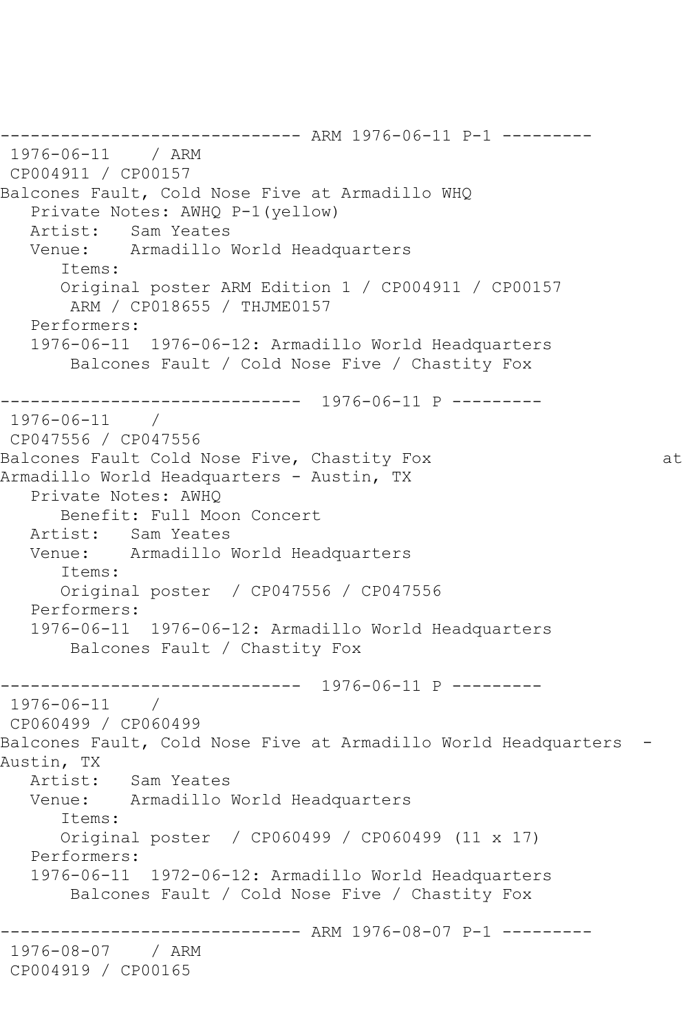```
------------------------------ ARM 1976-06-11 P-1 ---------
 1976-06-11    / ARM 
 CP004911 / CP00157
Balcones Fault, Cold Nose Five at Armadillo WHQ
   Private Notes: AWHQ P-1(yellow)
   Artist:   Sam Yeates
   Venue:    Armadillo World Headquarters
      Items:
      Original poster ARM Edition 1 / CP004911 / CP00157
       ARM / CP018655 / THJME0157
   Performers:
   1976-06-11  1976-06-12: Armadillo World Headquarters
       Balcones Fault / Cold Nose Five / Chastity Fox

------------------------------  1976-06-11 P ---------
 1976-06-11    / 
 CP047556 / CP047556
Balcones Fault Cold Nose Five, Chastity Fox                        at
Armadillo World Headquarters - Austin, TX
   Private Notes: AWHQ
      Benefit: Full Moon Concert
   Artist:   Sam Yeates
   Venue:    Armadillo World Headquarters
      Items:
      Original poster  / CP047556 / CP047556
   Performers:
   1976-06-11  1976-06-12: Armadillo World Headquarters
       Balcones Fault / Chastity Fox

------------------------------  1976-06-11 P ---------
 1976-06-11    / 
 CP060499 / CP060499
Balcones Fault, Cold Nose Five at Armadillo World Headquarters  -
Austin, TX
   Artist:   Sam Yeates
   Venue:    Armadillo World Headquarters
      Items:
      Original poster  / CP060499 / CP060499 (11 x 17)
   Performers:
   1976-06-11  1972-06-12: Armadillo World Headquarters
       Balcones Fault / Cold Nose Five / Chastity Fox

------------------------------ ARM 1976-08-07 P-1 ---------
 1976-08-07    / ARM 
 CP004919 / CP00165
```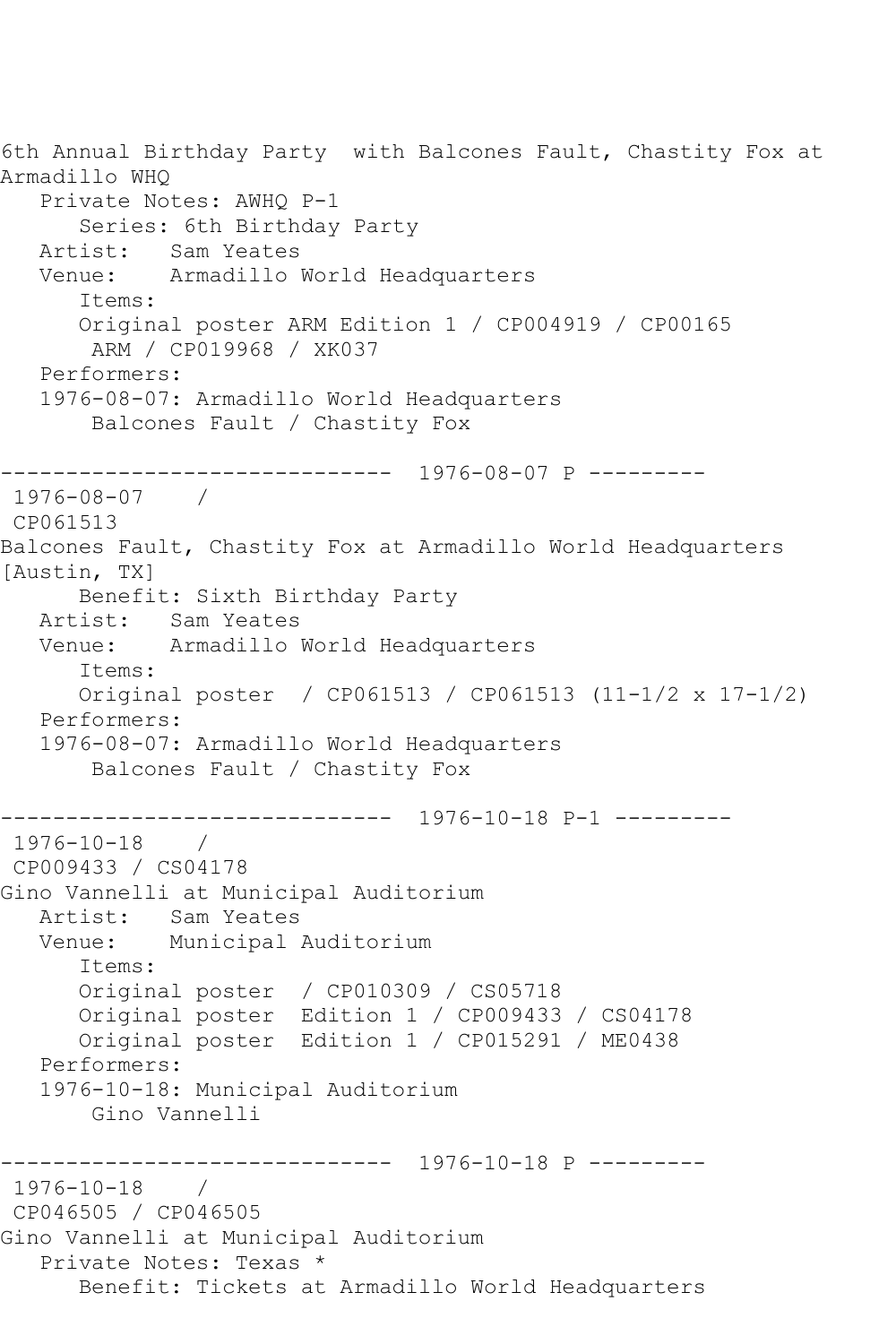6th Annual Birthday Party with Balcones Fault, Chastity Fox at Armadillo WHQ
   Private Notes: AWHQ P-1
      Series: 6th Birthday Party
   Artist:   Sam Yeates
   Venue:    Armadillo World Headquarters
      Items:
      Original poster ARM Edition 1 / CP004919 / CP00165 ARM / CP019968 / XK037
   Performers:
   1976-08-07: Armadillo World Headquarters
       Balcones Fault / Chastity Fox

------------------------------ 1976-08-07 P ---------

1976-08-07    /
CP061513
Balcones Fault, Chastity Fox at Armadillo World Headquarters [Austin, TX]
      Benefit: Sixth Birthday Party
   Artist:   Sam Yeates
   Venue:    Armadillo World Headquarters
      Items:
      Original poster  / CP061513 / CP061513 (11-1/2 x 17-1/2)
   Performers:
   1976-08-07: Armadillo World Headquarters
       Balcones Fault / Chastity Fox

------------------------------ 1976-10-18 P-1 ---------

1976-10-18    /
CP009433 / CS04178
Gino Vannelli at Municipal Auditorium
   Artist:   Sam Yeates
   Venue:    Municipal Auditorium
      Items:
      Original poster  / CP010309 / CS05718
      Original poster  Edition 1 / CP009433 / CS04178
      Original poster  Edition 1 / CP015291 / ME0438
   Performers:
   1976-10-18: Municipal Auditorium
       Gino Vannelli

------------------------------ 1976-10-18 P ---------

1976-10-18    /
CP046505 / CP046505
Gino Vannelli at Municipal Auditorium
   Private Notes: Texas *
      Benefit: Tickets at Armadillo World Headquarters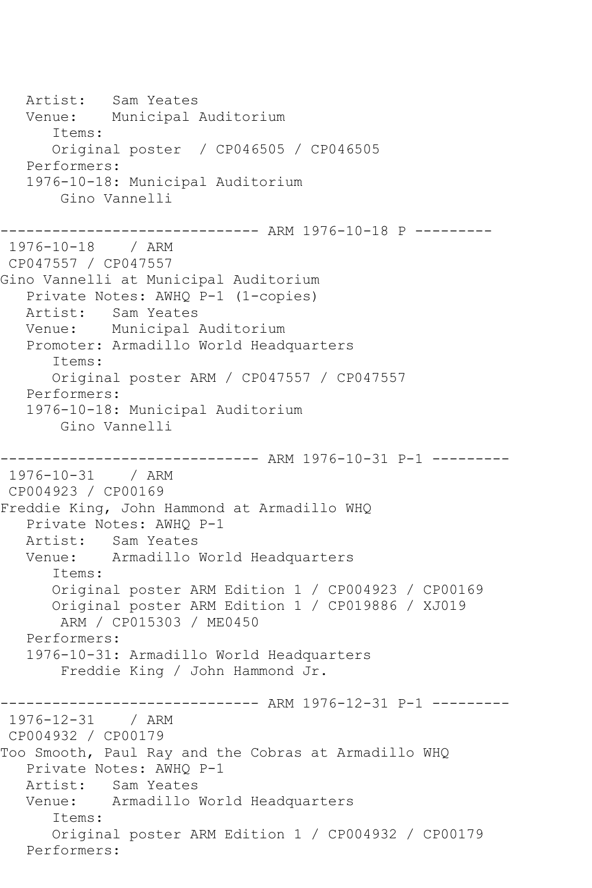```
   Artist:   Sam Yeates
   Venue:    Municipal Auditorium
      Items:
      Original poster  / CP046505 / CP046505
   Performers:
   1976-10-18: Municipal Auditorium
       Gino Vannelli

------------------------------ ARM 1976-10-18 P ---------
 1976-10-18    / ARM
 CP047557 / CP047557
Gino Vannelli at Municipal Auditorium
   Private Notes: AWHQ P-1 (1-copies)
   Artist:   Sam Yeates
   Venue:    Municipal Auditorium
   Promoter: Armadillo World Headquarters
      Items:
      Original poster ARM / CP047557 / CP047557
   Performers:
   1976-10-18: Municipal Auditorium
       Gino Vannelli

------------------------------ ARM 1976-10-31 P-1 ---------
 1976-10-31    / ARM
 CP004923 / CP00169
Freddie King, John Hammond at Armadillo WHQ
   Private Notes: AWHQ P-1
   Artist:   Sam Yeates
   Venue:    Armadillo World Headquarters
      Items:
      Original poster ARM Edition 1 / CP004923 / CP00169
      Original poster ARM Edition 1 / CP019886 / XJ019
       ARM / CP015303 / ME0450
   Performers:
   1976-10-31: Armadillo World Headquarters
       Freddie King / John Hammond Jr.

------------------------------ ARM 1976-12-31 P-1 ---------
 1976-12-31    / ARM
 CP004932 / CP00179
Too Smooth, Paul Ray and the Cobras at Armadillo WHQ
   Private Notes: AWHQ P-1
   Artist:   Sam Yeates
   Venue:    Armadillo World Headquarters
      Items:
      Original poster ARM Edition 1 / CP004932 / CP00179
   Performers:
```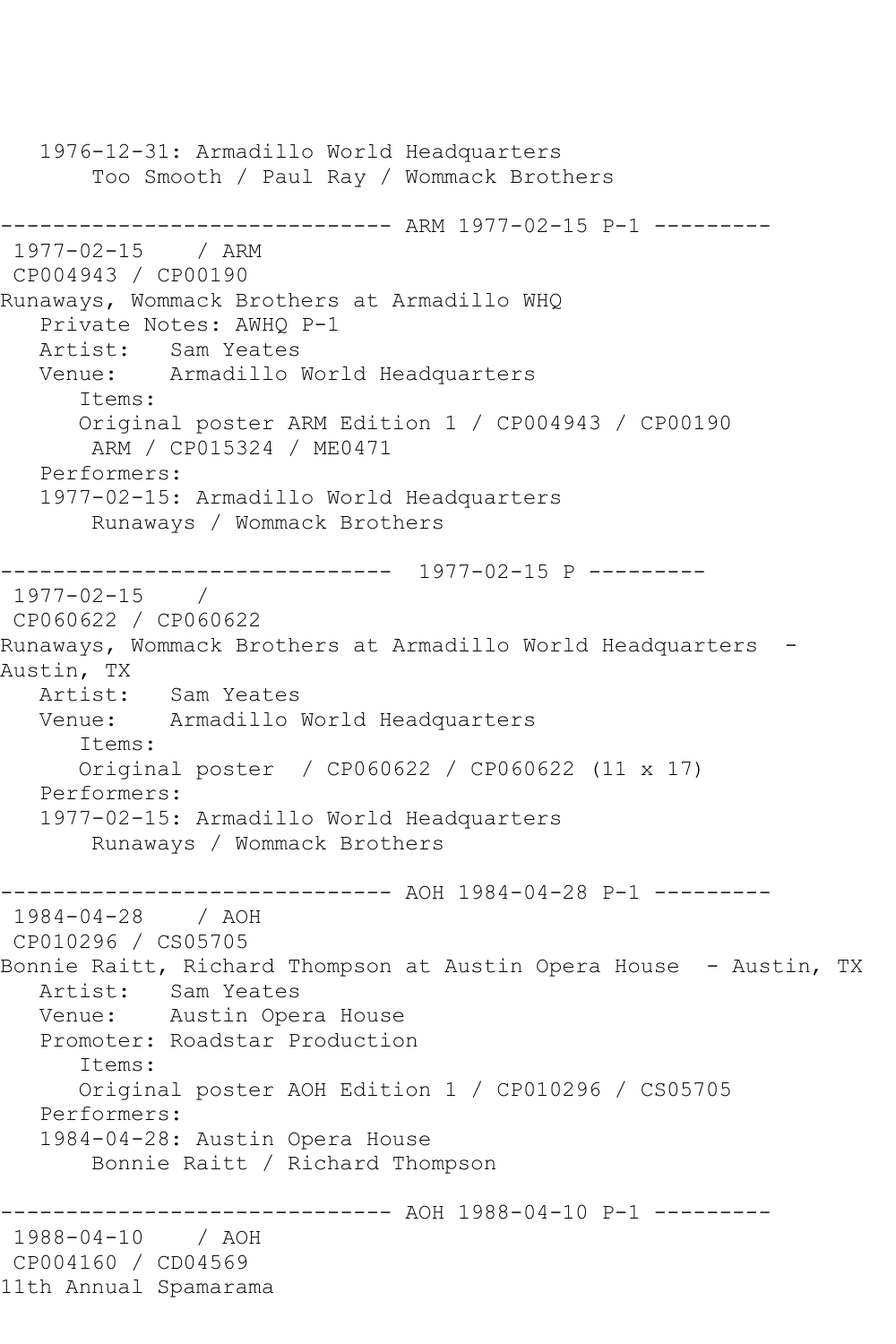1976-12-31: Armadillo World Headquarters
        Too Smooth / Paul Ray / Wommack Brothers

------------------------------ ARM 1977-02-15 P-1 ---------
 1977-02-15    / ARM
 CP004943 / CP00190
Runaways, Wommack Brothers at Armadillo WHQ
   Private Notes: AWHQ P-1
   Artist:   Sam Yeates
   Venue:    Armadillo World Headquarters
      Items:
      Original poster ARM Edition 1 / CP004943 / CP00190
       ARM / CP015324 / ME0471
   Performers:
   1977-02-15: Armadillo World Headquarters
        Runaways / Wommack Brothers

------------------------------  1977-02-15 P ---------
 1977-02-15    /
 CP060622 / CP060622
Runaways, Wommack Brothers at Armadillo World Headquarters  - Austin, TX
   Artist:   Sam Yeates
   Venue:    Armadillo World Headquarters
      Items:
      Original poster  / CP060622 / CP060622 (11 x 17)
   Performers:
   1977-02-15: Armadillo World Headquarters
        Runaways / Wommack Brothers

------------------------------ AOH 1984-04-28 P-1 ---------
 1984-04-28    / AOH
 CP010296 / CS05705
Bonnie Raitt, Richard Thompson at Austin Opera House  - Austin, TX
   Artist:   Sam Yeates
   Venue:    Austin Opera House
   Promoter: Roadstar Production
      Items:
      Original poster AOH Edition 1 / CP010296 / CS05705
   Performers:
   1984-04-28: Austin Opera House
        Bonnie Raitt / Richard Thompson

------------------------------ AOH 1988-04-10 P-1 ---------
 1988-04-10    / AOH
 CP004160 / CD04569
11th Annual Spamarama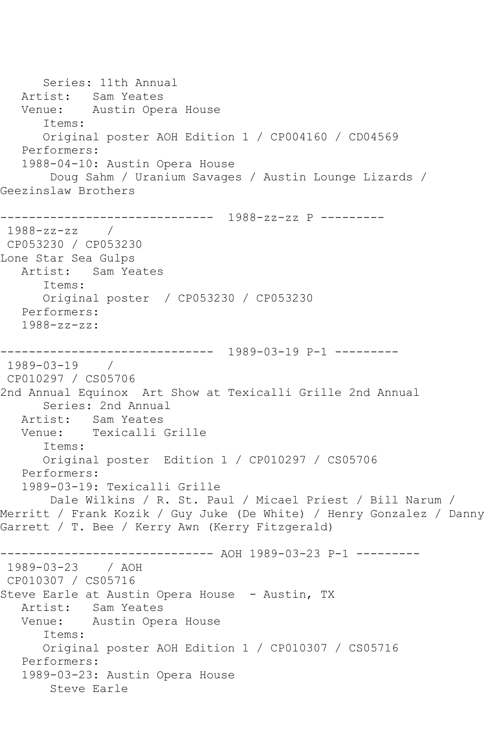```
      Series: 11th Annual
   Artist:   Sam Yeates
   Venue:    Austin Opera House
      Items:
      Original poster AOH Edition 1 / CP004160 / CD04569
   Performers:
   1988-04-10: Austin Opera House
       Doug Sahm / Uranium Savages / Austin Lounge Lizards /
Geezinslaw Brothers

------------------------------  1988-zz-zz P ---------
 1988-zz-zz    /
 CP053230 / CP053230
Lone Star Sea Gulps
   Artist:   Sam Yeates
      Items:
      Original poster  / CP053230 / CP053230
   Performers:
   1988-zz-zz:

------------------------------  1989-03-19 P-1 ---------
 1989-03-19    /
 CP010297 / CS05706
2nd Annual Equinox  Art Show at Texicalli Grille 2nd Annual
      Series: 2nd Annual
   Artist:   Sam Yeates
   Venue:    Texicalli Grille
      Items:
      Original poster  Edition 1 / CP010297 / CS05706
   Performers:
   1989-03-19: Texicalli Grille
       Dale Wilkins / R. St. Paul / Micael Priest / Bill Narum /
Merritt / Frank Kozik / Guy Juke (De White) / Henry Gonzalez / Danny
Garrett / T. Bee / Kerry Awn (Kerry Fitzgerald)

------------------------------ AOH 1989-03-23 P-1 ---------
 1989-03-23    / AOH
 CP010307 / CS05716
Steve Earle at Austin Opera House  - Austin, TX
   Artist:   Sam Yeates
   Venue:    Austin Opera House
      Items:
      Original poster AOH Edition 1 / CP010307 / CS05716
   Performers:
   1989-03-23: Austin Opera House
       Steve Earle
```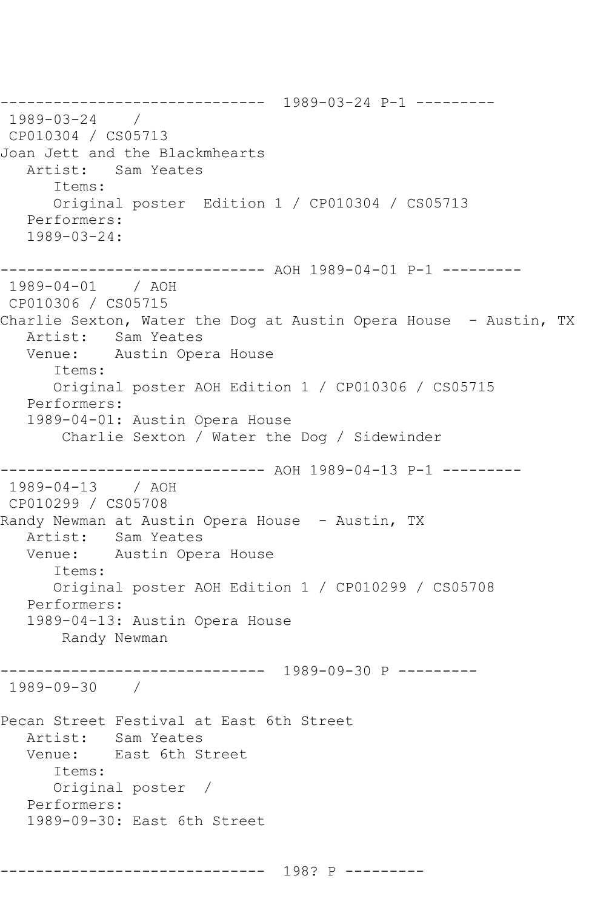```
------------------------------  1989-03-24 P-1 ---------
 1989-03-24    /
 CP010304 / CS05713
Joan Jett and the Blackmhearts
   Artist:   Sam Yeates
      Items:
      Original poster  Edition 1 / CP010304 / CS05713
   Performers:
   1989-03-24:

------------------------------ AOH 1989-04-01 P-1 ---------
 1989-04-01    / AOH
 CP010306 / CS05715
Charlie Sexton, Water the Dog at Austin Opera House  - Austin, TX
   Artist:   Sam Yeates
   Venue:    Austin Opera House
      Items:
      Original poster AOH Edition 1 / CP010306 / CS05715
   Performers:
   1989-04-01: Austin Opera House
       Charlie Sexton / Water the Dog / Sidewinder

------------------------------ AOH 1989-04-13 P-1 ---------
 1989-04-13    / AOH
 CP010299 / CS05708
Randy Newman at Austin Opera House  - Austin, TX
   Artist:   Sam Yeates
   Venue:    Austin Opera House
      Items:
      Original poster AOH Edition 1 / CP010299 / CS05708
   Performers:
   1989-04-13: Austin Opera House
       Randy Newman

------------------------------  1989-09-30 P ---------
 1989-09-30    /

Pecan Street Festival at East 6th Street
   Artist:   Sam Yeates
   Venue:    East 6th Street
      Items:
      Original poster  /
   Performers:
   1989-09-30: East 6th Street


------------------------------  198? P ---------
```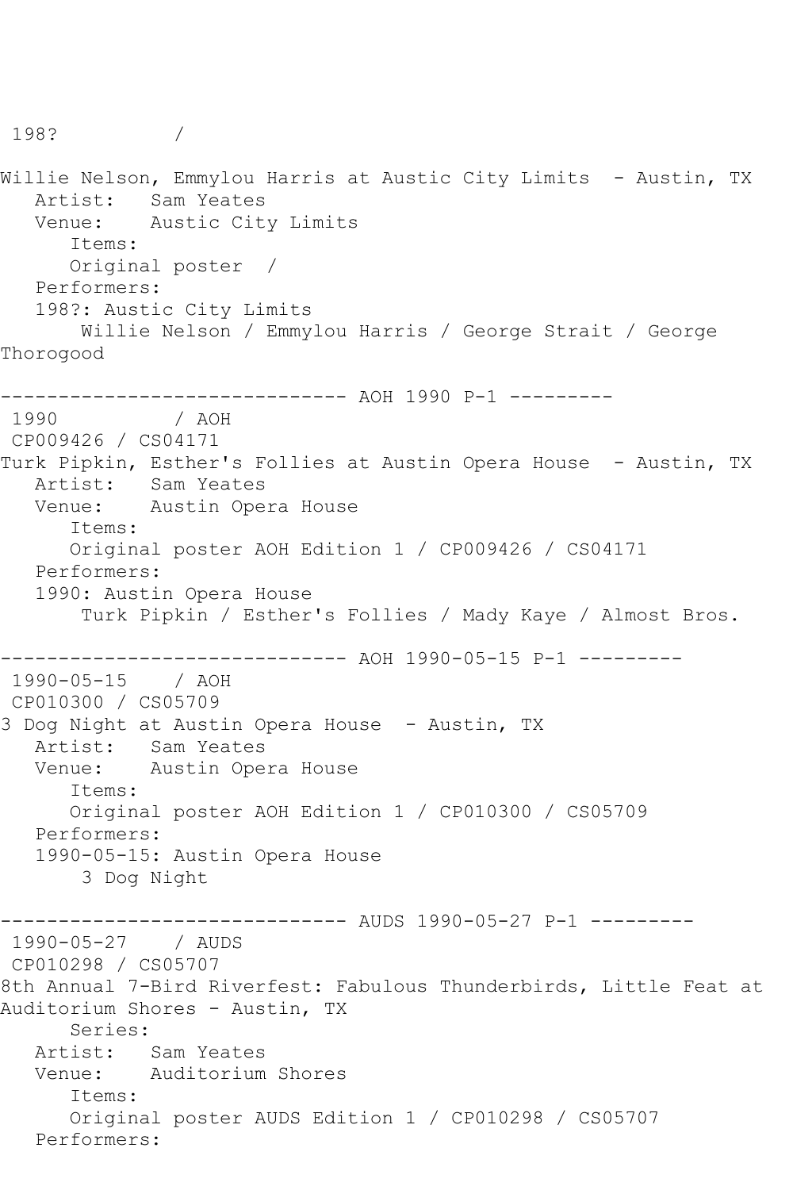198?          /

Willie Nelson, Emmylou Harris at Austic City Limits  - Austin, TX
   Artist:   Sam Yeates
   Venue:    Austic City Limits
      Items:
      Original poster  /
   Performers:
   198?: Austic City Limits
       Willie Nelson / Emmylou Harris / George Strait / George Thorogood

------------------------------ AOH 1990 P-1 ---------
 1990          / AOH
 CP009426 / CS04171
Turk Pipkin, Esther's Follies at Austin Opera House  - Austin, TX
   Artist:   Sam Yeates
   Venue:    Austin Opera House
      Items:
      Original poster AOH Edition 1 / CP009426 / CS04171
   Performers:
   1990: Austin Opera House
       Turk Pipkin / Esther's Follies / Mady Kaye / Almost Bros.

------------------------------ AOH 1990-05-15 P-1 ---------
 1990-05-15    / AOH
 CP010300 / CS05709
3 Dog Night at Austin Opera House  - Austin, TX
   Artist:   Sam Yeates
   Venue:    Austin Opera House
      Items:
      Original poster AOH Edition 1 / CP010300 / CS05709
   Performers:
   1990-05-15: Austin Opera House
       3 Dog Night

------------------------------ AUDS 1990-05-27 P-1 ---------
 1990-05-27    / AUDS
 CP010298 / CS05707
8th Annual 7-Bird Riverfest: Fabulous Thunderbirds, Little Feat at Auditorium Shores - Austin, TX
      Series:
   Artist:   Sam Yeates
   Venue:    Auditorium Shores
      Items:
      Original poster AUDS Edition 1 / CP010298 / CS05707
   Performers: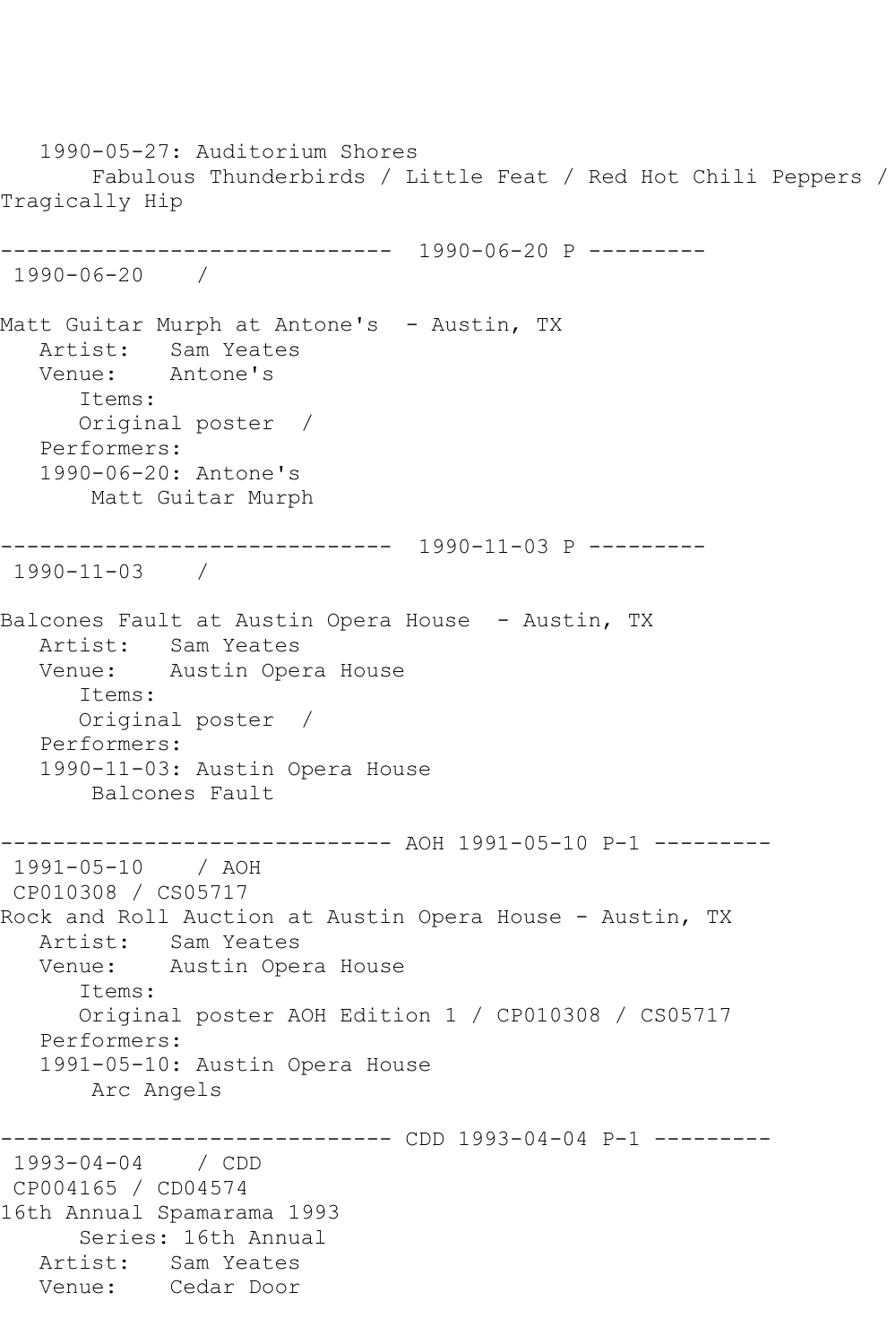1990-05-27: Auditorium Shores
       Fabulous Thunderbirds / Little Feat / Red Hot Chili Peppers / Tragically Hip

------------------------------  1990-06-20 P ---------
 1990-06-20    /

Matt Guitar Murph at Antone's  - Austin, TX
   Artist:   Sam Yeates
   Venue:    Antone's
      Items:
      Original poster  /
   Performers:
   1990-06-20: Antone's
       Matt Guitar Murph

------------------------------  1990-11-03 P ---------
 1990-11-03    /

Balcones Fault at Austin Opera House  - Austin, TX
   Artist:   Sam Yeates
   Venue:    Austin Opera House
      Items:
      Original poster  /
   Performers:
   1990-11-03: Austin Opera House
       Balcones Fault

------------------------------ AOH 1991-05-10 P-1 ---------
 1991-05-10    / AOH
 CP010308 / CS05717
Rock and Roll Auction at Austin Opera House - Austin, TX
   Artist:   Sam Yeates
   Venue:    Austin Opera House
      Items:
      Original poster AOH Edition 1 / CP010308 / CS05717
   Performers:
   1991-05-10: Austin Opera House
       Arc Angels

------------------------------ CDD 1993-04-04 P-1 ---------
 1993-04-04    / CDD
 CP004165 / CD04574
16th Annual Spamarama 1993
      Series: 16th Annual
   Artist:   Sam Yeates
   Venue:    Cedar Door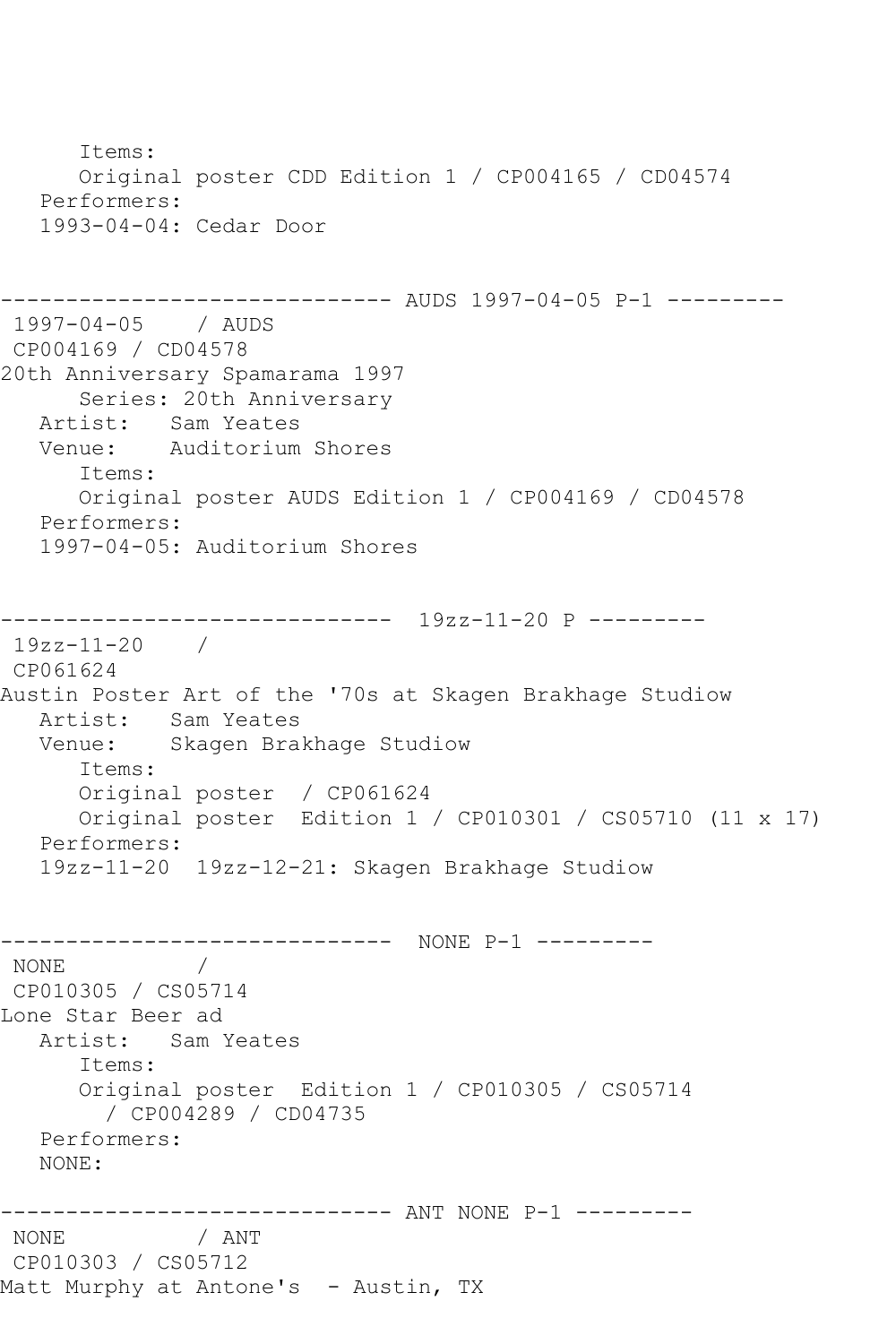```
      Items:
      Original poster CDD Edition 1 / CP004165 / CD04574
   Performers:
   1993-04-04: Cedar Door


------------------------------ AUDS 1997-04-05 P-1 ---------
 1997-04-05    / AUDS
 CP004169 / CD04578
20th Anniversary Spamarama 1997
      Series: 20th Anniversary
   Artist:   Sam Yeates
   Venue:    Auditorium Shores
      Items:
      Original poster AUDS Edition 1 / CP004169 / CD04578
   Performers:
   1997-04-05: Auditorium Shores


------------------------------  19zz-11-20 P ---------
 19zz-11-20    /
 CP061624
Austin Poster Art of the '70s at Skagen Brakhage Studiow
   Artist:   Sam Yeates
   Venue:    Skagen Brakhage Studiow
      Items:
      Original poster  / CP061624
      Original poster  Edition 1 / CP010301 / CS05710 (11 x 17)
   Performers:
   19zz-11-20  19zz-12-21: Skagen Brakhage Studiow


------------------------------  NONE P-1 ---------
 NONE          /
 CP010305 / CS05714
Lone Star Beer ad
   Artist:   Sam Yeates
      Items:
      Original poster  Edition 1 / CP010305 / CS05714
        / CP004289 / CD04735
   Performers:
   NONE:

------------------------------ ANT NONE P-1 ---------
 NONE          / ANT
 CP010303 / CS05712
Matt Murphy at Antone's  - Austin, TX
```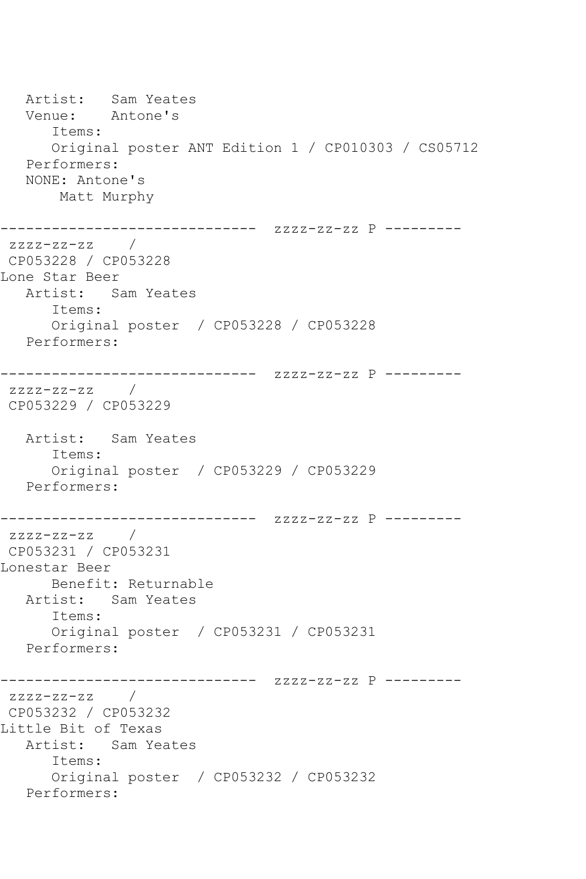```
   Artist:   Sam Yeates
   Venue:    Antone's
      Items:
      Original poster ANT Edition 1 / CP010303 / CS05712
   Performers:
   NONE: Antone's
       Matt Murphy

------------------------------  zzzz-zz-zz P ---------
 zzzz-zz-zz    /
 CP053228 / CP053228
Lone Star Beer
   Artist:   Sam Yeates
      Items:
      Original poster  / CP053228 / CP053228
   Performers:

------------------------------  zzzz-zz-zz P ---------
 zzzz-zz-zz    /
 CP053229 / CP053229

   Artist:   Sam Yeates
      Items:
      Original poster  / CP053229 / CP053229
   Performers:

------------------------------  zzzz-zz-zz P ---------
 zzzz-zz-zz    /
 CP053231 / CP053231
Lonestar Beer
      Benefit: Returnable
   Artist:   Sam Yeates
      Items:
      Original poster  / CP053231 / CP053231
   Performers:

------------------------------  zzzz-zz-zz P ---------
 zzzz-zz-zz    /
 CP053232 / CP053232
Little Bit of Texas
   Artist:   Sam Yeates
      Items:
      Original poster  / CP053232 / CP053232
   Performers:
```